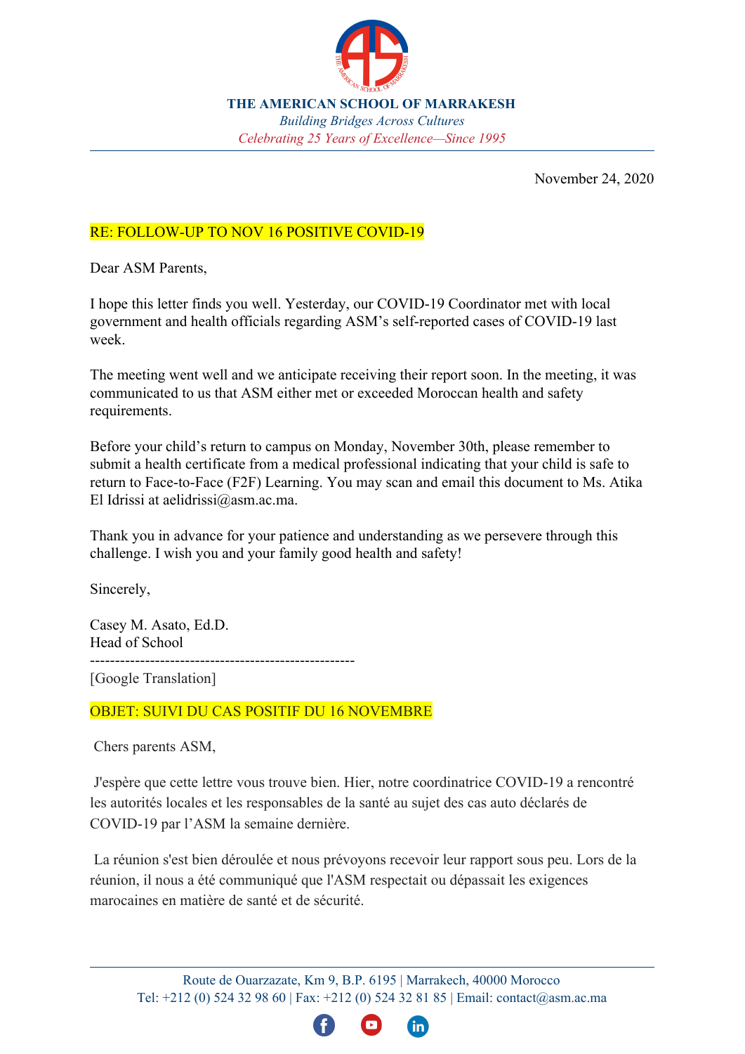**THE AMERICAN SCHOOL OF MARRAKESH**

*Building Bridges Across Cultures*

*Celebrating 25 Years of Excellence—Since 1995*

---

November 24, 2020

RE: FOLLOW-UP TO NOV 16 POSITIVE COVID-19

Dear ASM Parents,

I hope this letter finds you well. Yesterday, our COVID-19 Coordinator met with local government and health officials regarding ASM's self-reported cases of COVID-19 last week.

The meeting went well and we anticipate receiving their report soon. In the meeting, it was communicated to us that ASM either met or exceeded Moroccan health and safety requirements.

Before your child's return to campus on Monday, November 30th, please remember to submit a health certificate from a medical professional indicating that your child is safe to return to Face-to-Face (F2F) Learning. You may scan and email this document to Ms. Atika El Idrissi at aelidrissi@asm.ac.ma.

Thank you in advance for your patience and understanding as we persevere through this challenge. I wish you and your family good health and safety!

Sincerely,

Casey M. Asato, Ed.D.
Head of School

-----------------------------------------------------

[Google Translation]

OBJET: SUIVI DU CAS POSITIF DU 16 NOVEMBRE

Chers parents ASM,

J'espère que cette lettre vous trouve bien. Hier, notre coordinatrice COVID-19 a rencontré les autorités locales et les responsables de la santé au sujet des cas auto déclarés de COVID-19 par l'ASM la semaine dernière.

La réunion s'est bien déroulée et nous prévoyons recevoir leur rapport sous peu. Lors de la réunion, il nous a été communiqué que l'ASM respectait ou dépassait les exigences marocaines en matière de santé et de sécurité.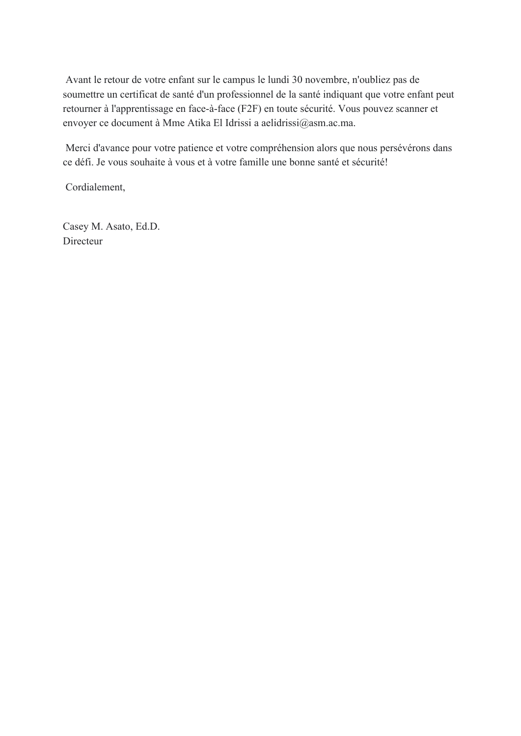Avant le retour de votre enfant sur le campus le lundi 30 novembre, n'oubliez pas de soumettre un certificat de santé d'un professionnel de la santé indiquant que votre enfant peut retourner à l'apprentissage en face-à-face (F2F) en toute sécurité. Vous pouvez scanner et envoyer ce document à Mme Atika El Idrissi a aelidrissi@asm.ac.ma.

Merci d'avance pour votre patience et votre compréhension alors que nous persévérons dans ce défi. Je vous souhaite à vous et à votre famille une bonne santé et sécurité!

Cordialement,

Casey M. Asato, Ed.D.
Directeur